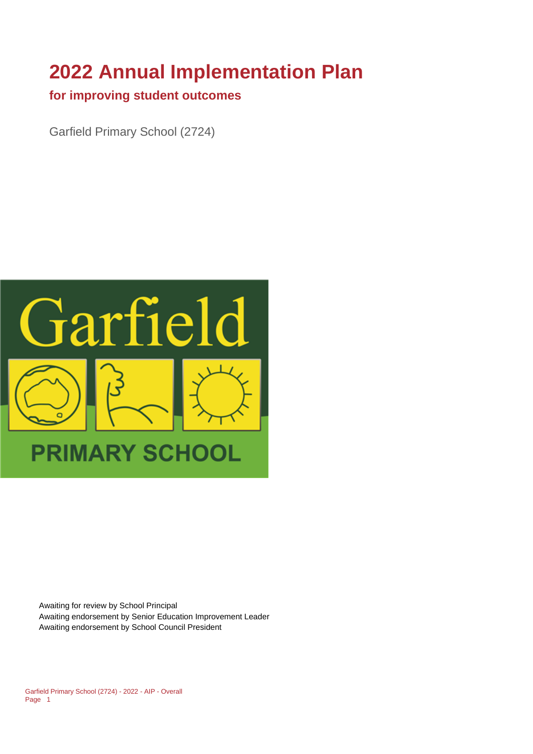# 2022 Annual Implementation Plan

## for improving student outcomes

Garfield Primary School (2724)

Awaiting for review by School Principal
Awaiting endorsement by Senior Education Improvement Leader
Awaiting endorsement by School Council President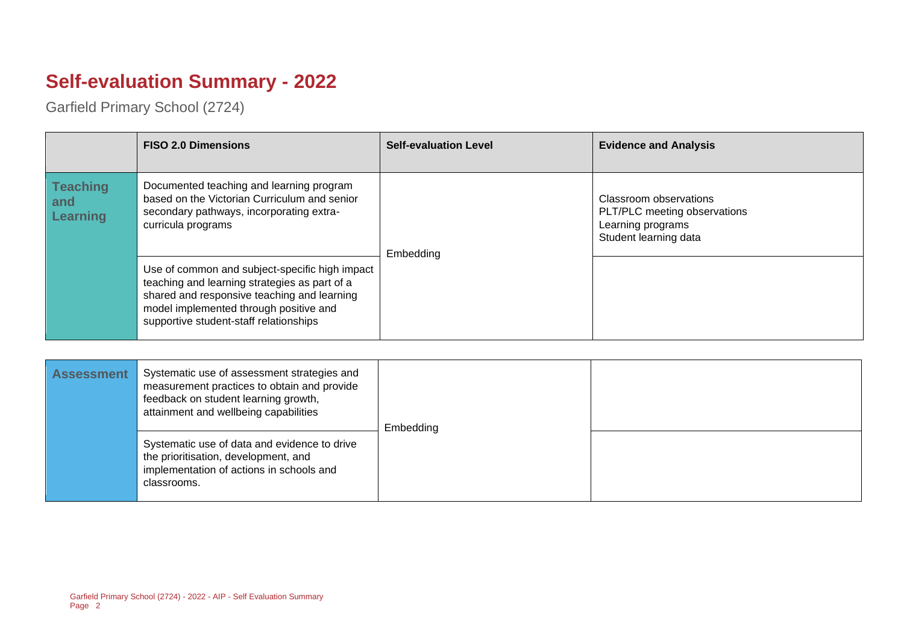# Self-evaluation Summary - 2022

Garfield Primary School (2724)

| | FISO 2.0 Dimensions | Self-evaluation Level | Evidence and Analysis |
|---|---|---|---|
| **Teaching and Learning** | Documented teaching and learning program based on the Victorian Curriculum and senior secondary pathways, incorporating extra-curricula programs | Embedding | Classroom observations<br>PLT/PLC meeting observations<br>Learning programs<br>Student learning data |
| | Use of common and subject-specific high impact teaching and learning strategies as part of a shared and responsive teaching and learning model implemented through positive and supportive student-staff relationships | | |

| | | | |
|---|---|---|---|
| **Assessment** | Systematic use of assessment strategies and measurement practices to obtain and provide feedback on student learning growth, attainment and wellbeing capabilities | Embedding | |
| | Systematic use of data and evidence to drive the prioritisation, development, and implementation of actions in schools and classrooms. | | |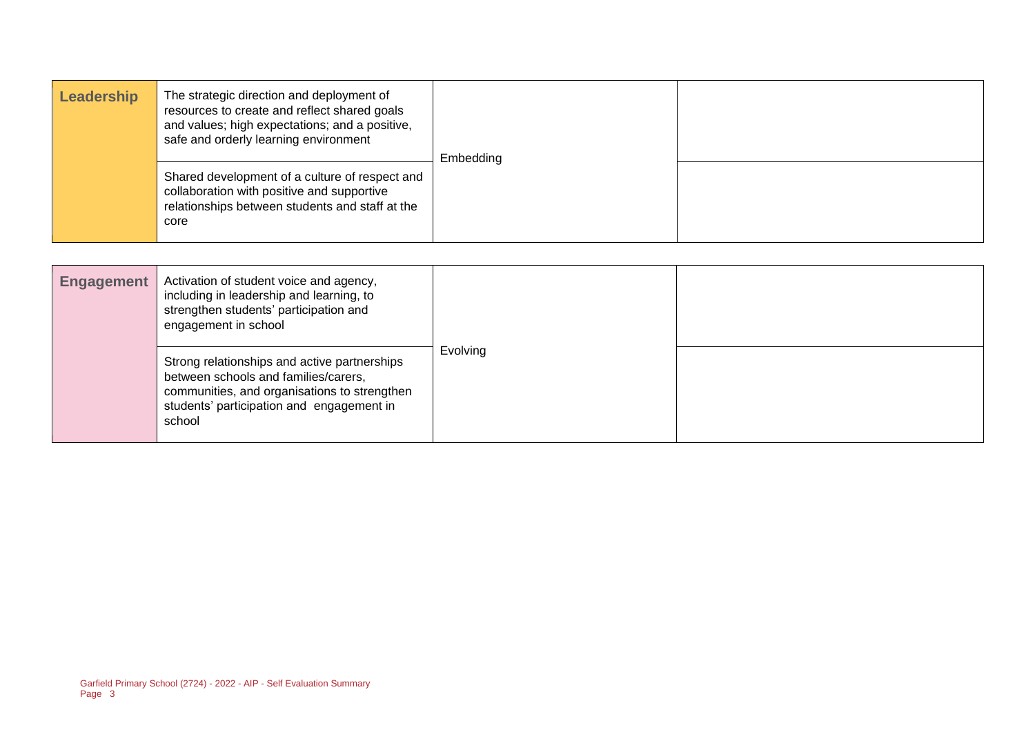| | | | |
|---|---|---|---|
| **Leadership** | The strategic direction and deployment of resources to create and reflect shared goals and values; high expectations; and a positive, safe and orderly learning environment | Embedding | |
| | Shared development of a culture of respect and collaboration with positive and supportive relationships between students and staff at the core | | |

| | | | |
|---|---|---|---|
| **Engagement** | Activation of student voice and agency, including in leadership and learning, to strengthen students' participation and engagement in school | Evolving | |
| | Strong relationships and active partnerships between schools and families/carers, communities, and organisations to strengthen students' participation and engagement in school | | |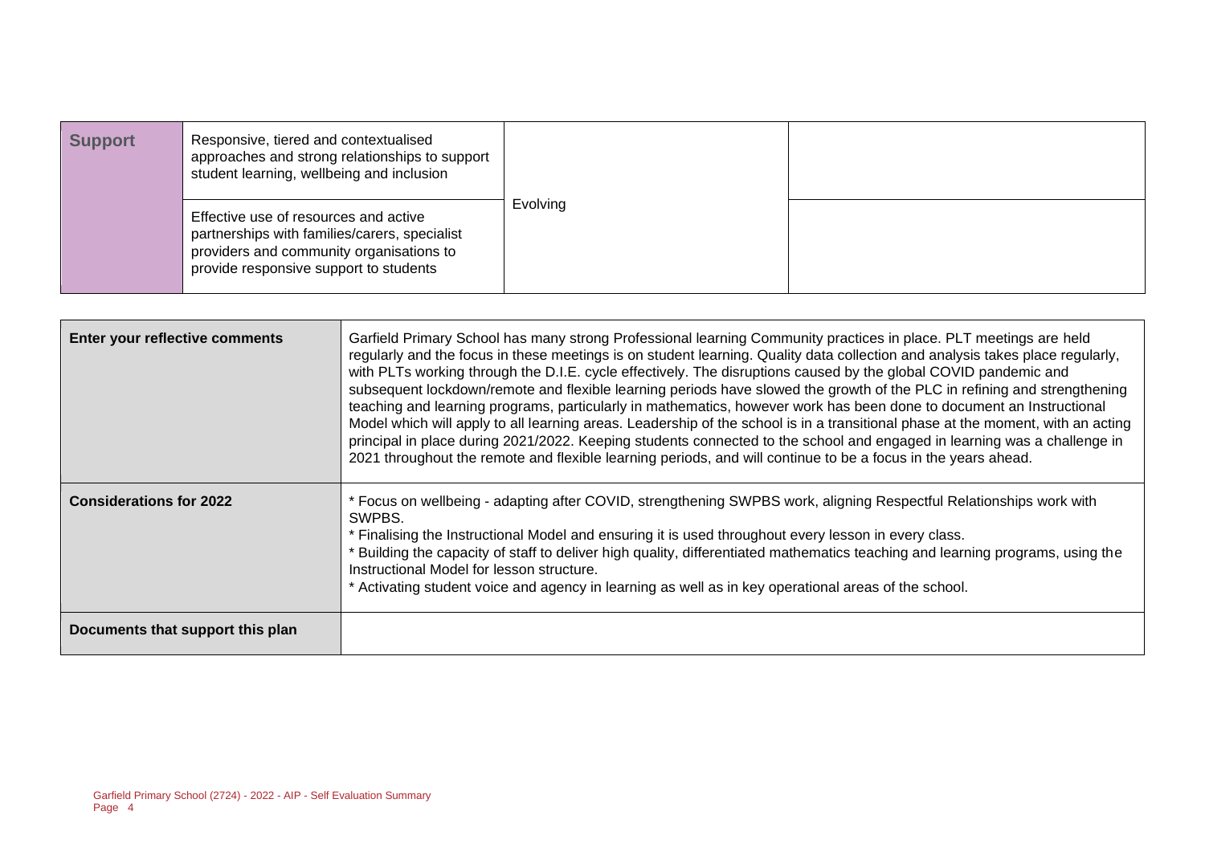| | | | |
|---|---|---|---|
| **Support** | Responsive, tiered and contextualised approaches and strong relationships to support student learning, wellbeing and inclusion | Evolving | |
| | Effective use of resources and active partnerships with families/carers, specialist providers and community organisations to provide responsive support to students | | |

| | |
|---|---|
| **Enter your reflective comments** | Garfield Primary School has many strong Professional learning Community practices in place. PLT meetings are held regularly and the focus in these meetings is on student learning. Quality data collection and analysis takes place regularly, with PLTs working through the D.I.E. cycle effectively. The disruptions caused by the global COVID pandemic and subsequent lockdown/remote and flexible learning periods have slowed the growth of the PLC in refining and strengthening teaching and learning programs, particularly in mathematics, however work has been done to document an Instructional Model which will apply to all learning areas. Leadership of the school is in a transitional phase at the moment, with an acting principal in place during 2021/2022. Keeping students connected to the school and engaged in learning was a challenge in 2021 throughout the remote and flexible learning periods, and will continue to be a focus in the years ahead. |
| **Considerations for 2022** | * Focus on wellbeing - adapting after COVID, strengthening SWPBS work, aligning Respectful Relationships work with SWPBS.<br>* Finalising the Instructional Model and ensuring it is used throughout every lesson in every class.<br>* Building the capacity of staff to deliver high quality, differentiated mathematics teaching and learning programs, using the Instructional Model for lesson structure.<br>* Activating student voice and agency in learning as well as in key operational areas of the school. |
| **Documents that support this plan** | |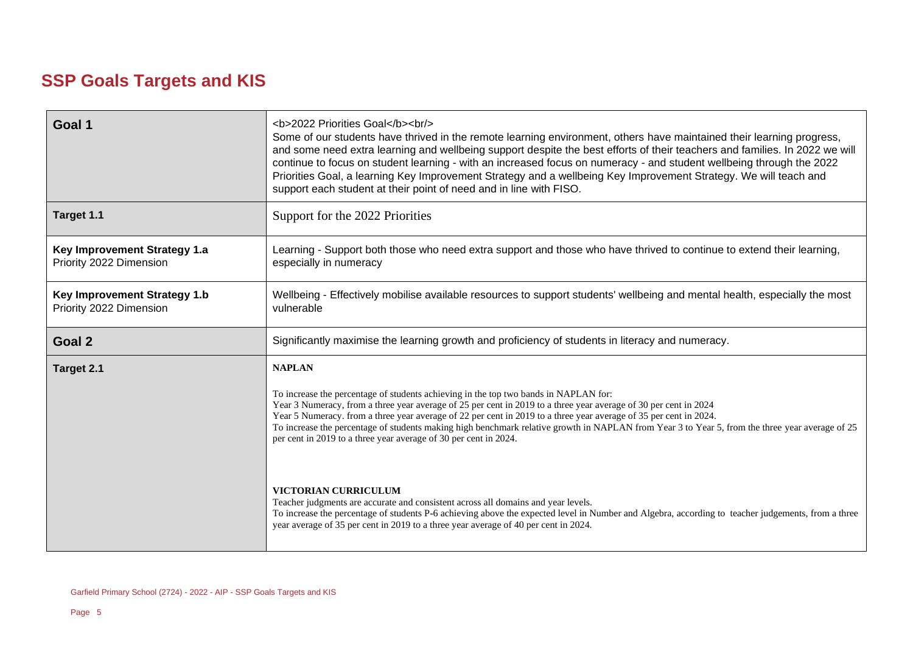# SSP Goals Targets and KIS

| | |
|---|---|
| **Goal 1** | <b>2022 Priorities Goal</b><br/><br>Some of our students have thrived in the remote learning environment, others have maintained their learning progress, and some need extra learning and wellbeing support despite the best efforts of their teachers and families. In 2022 we will continue to focus on student learning - with an increased focus on numeracy - and student wellbeing through the 2022 Priorities Goal, a learning Key Improvement Strategy and a wellbeing Key Improvement Strategy. We will teach and support each student at their point of need and in line with FISO. |
| **Target 1.1** | Support for the 2022 Priorities |
| **Key Improvement Strategy 1.a**<br>Priority 2022 Dimension | Learning - Support both those who need extra support and those who have thrived to continue to extend their learning, especially in numeracy |
| **Key Improvement Strategy 1.b**<br>Priority 2022 Dimension | Wellbeing - Effectively mobilise available resources to support students' wellbeing and mental health, especially the most vulnerable |
| **Goal 2** | Significantly maximise the learning growth and proficiency of students in literacy and numeracy. |
| **Target 2.1** | **NAPLAN**<br><br>To increase the percentage of students achieving in the top two bands in NAPLAN for:<br>Year 3 Numeracy, from a three year average of 25 per cent in 2019 to a three year average of 30 per cent in 2024<br>Year 5 Numeracy. from a three year average of 22 per cent in 2019 to a three year average of 35 per cent in 2024.<br>To increase the percentage of students making high benchmark relative growth in NAPLAN from Year 3 to Year 5, from the three year average of 25 per cent in 2019 to a three year average of 30 per cent in 2024.<br><br>**VICTORIAN CURRICULUM**<br>Teacher judgments are accurate and consistent across all domains and year levels.<br>To increase the percentage of students P-6 achieving above the expected level in Number and Algebra, according to teacher judgements, from a three year average of 35 per cent in 2019 to a three year average of 40 per cent in 2024. |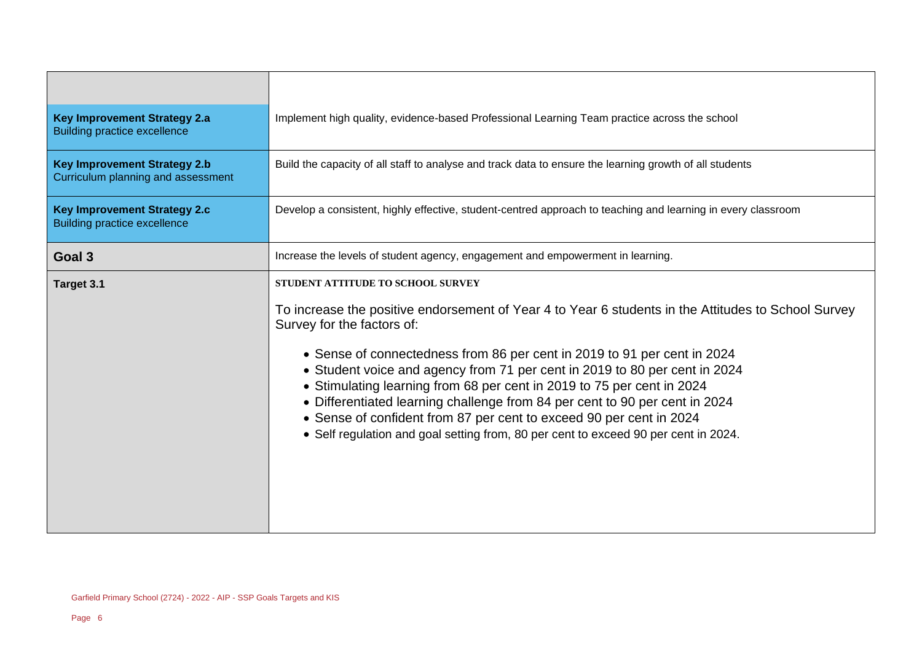| | |
|---|---|
| **Key Improvement Strategy 2.a**<br>Building practice excellence | Implement high quality, evidence-based Professional Learning Team practice across the school |
| **Key Improvement Strategy 2.b**<br>Curriculum planning and assessment | Build the capacity of all staff to analyse and track data to ensure the learning growth of all students |
| **Key Improvement Strategy 2.c**<br>Building practice excellence | Develop a consistent, highly effective, student-centred approach to teaching and learning in every classroom |
| **Goal 3** | Increase the levels of student agency, engagement and empowerment in learning. |
| **Target 3.1** | **STUDENT ATTITUDE TO SCHOOL SURVEY**<br><br>To increase the positive endorsement of Year 4 to Year 6 students in the Attitudes to School Survey Survey for the factors of:<br><br>• Sense of connectedness from 86 per cent in 2019 to 91 per cent in 2024<br>• Student voice and agency from 71 per cent in 2019 to 80 per cent in 2024<br>• Stimulating learning from 68 per cent in 2019 to 75 per cent in 2024<br>• Differentiated learning challenge from 84 per cent to 90 per cent in 2024<br>• Sense of confident from 87 per cent to exceed 90 per cent in 2024<br>• Self regulation and goal setting from, 80 per cent to exceed 90 per cent in 2024. |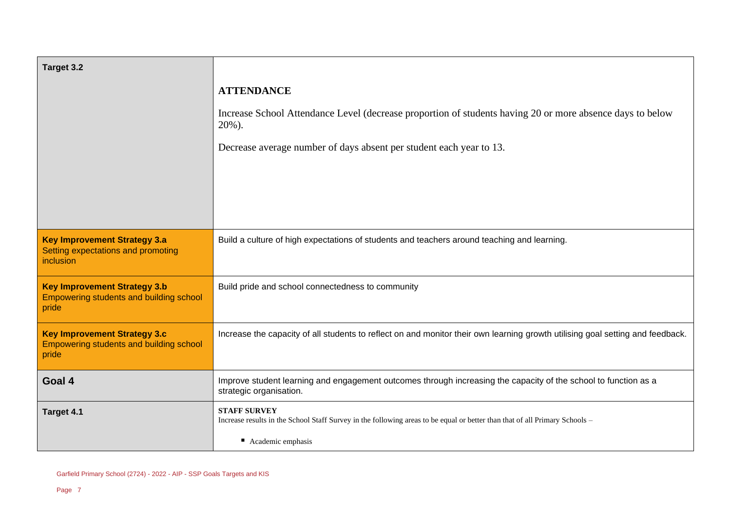| | |
|---|---|
| **Target 3.2** | **ATTENDANCE**<br><br>Increase School Attendance Level (decrease proportion of students having 20 or more absence days to below 20%).<br><br>Decrease average number of days absent per student each year to 13. |
| **Key Improvement Strategy 3.a**<br>Setting expectations and promoting inclusion | Build a culture of high expectations of students and teachers around teaching and learning. |
| **Key Improvement Strategy 3.b**<br>Empowering students and building school pride | Build pride and school connectedness to community |
| **Key Improvement Strategy 3.c**<br>Empowering students and building school pride | Increase the capacity of all students to reflect on and monitor their own learning growth utilising goal setting and feedback. |
| **Goal 4** | Improve student learning and engagement outcomes through increasing the capacity of the school to function as a strategic organisation. |
| **Target 4.1** | **STAFF SURVEY**<br>Increase results in the School Staff Survey in the following areas to be equal or better than that of all Primary Schools –<br><br>▪ Academic emphasis |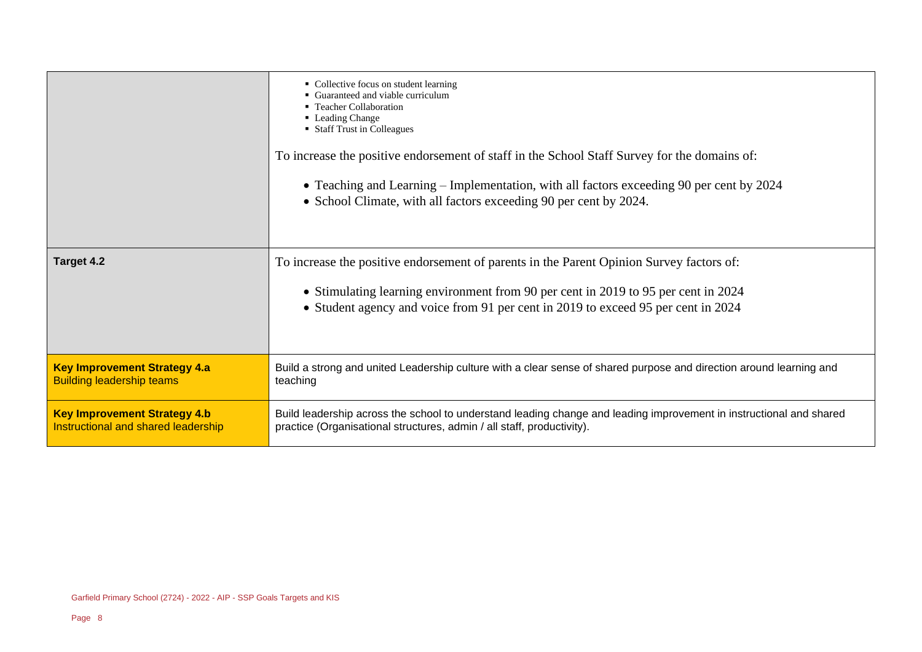| | |
|---|---|
| | ▪ Collective focus on student learning<br>▪ Guaranteed and viable curriculum<br>▪ Teacher Collaboration<br>▪ Leading Change<br>▪ Staff Trust in Colleagues<br><br>To increase the positive endorsement of staff in the School Staff Survey for the domains of:<br><br>• Teaching and Learning – Implementation, with all factors exceeding 90 per cent by 2024<br>• School Climate, with all factors exceeding 90 per cent by 2024. |
| **Target 4.2** | To increase the positive endorsement of parents in the Parent Opinion Survey factors of:<br><br>• Stimulating learning environment from 90 per cent in 2019 to 95 per cent in 2024<br>• Student agency and voice from 91 per cent in 2019 to exceed 95 per cent in 2024 |
| **Key Improvement Strategy 4.a**<br>Building leadership teams | Build a strong and united Leadership culture with a clear sense of shared purpose and direction around learning and teaching |
| **Key Improvement Strategy 4.b**<br>Instructional and shared leadership | Build leadership across the school to understand leading change and leading improvement in instructional and shared practice (Organisational structures, admin / all staff, productivity). |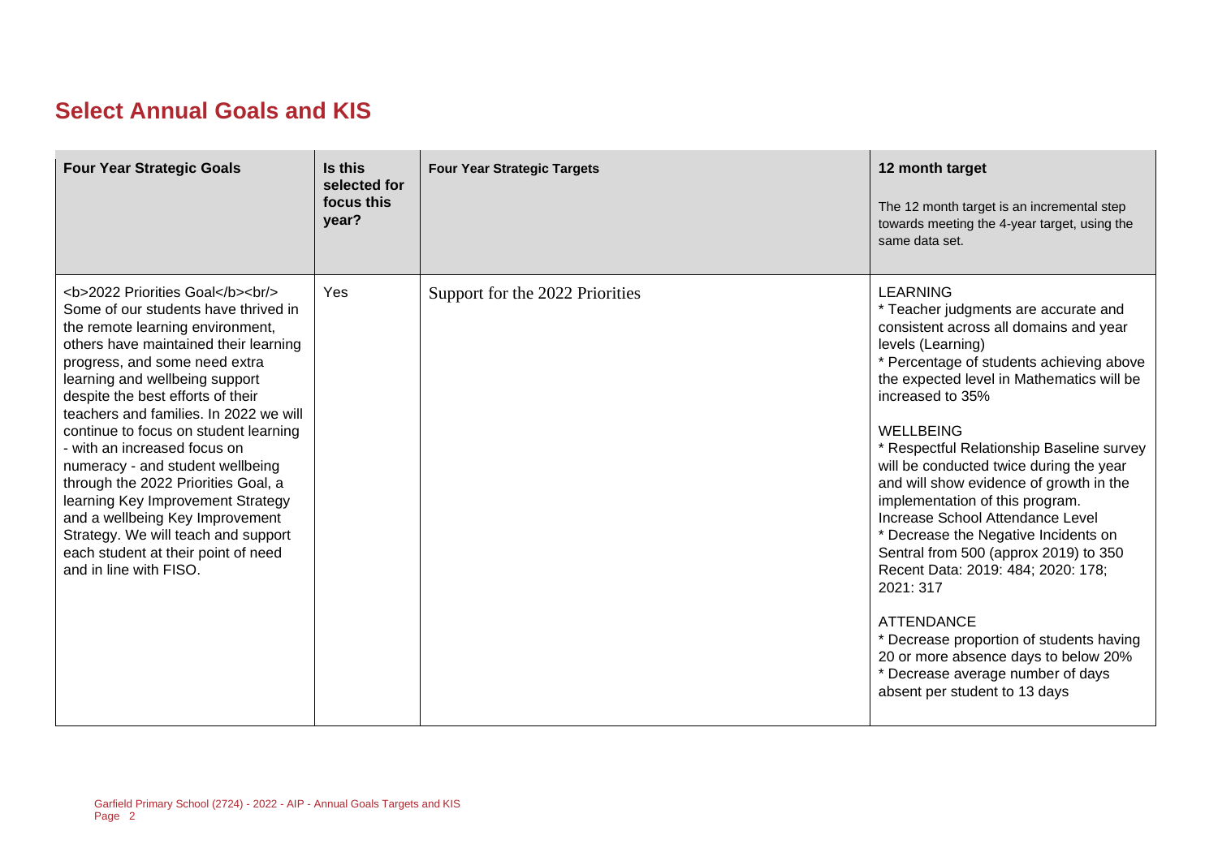## Select Annual Goals and KIS

| Four Year Strategic Goals | Is this selected for focus this year? | Four Year Strategic Targets | 12 month target<br><br>The 12 month target is an incremental step towards meeting the 4-year target, using the same data set. |
|---|---|---|---|
| <b>2022 Priorities Goal</b><br/> Some of our students have thrived in the remote learning environment, others have maintained their learning progress, and some need extra learning and wellbeing support despite the best efforts of their teachers and families. In 2022 we will continue to focus on student learning - with an increased focus on numeracy - and student wellbeing through the 2022 Priorities Goal, a learning Key Improvement Strategy and a wellbeing Key Improvement Strategy. We will teach and support each student at their point of need and in line with FISO. | Yes | Support for the 2022 Priorities | LEARNING<br>* Teacher judgments are accurate and consistent across all domains and year levels (Learning)<br>* Percentage of students achieving above the expected level in Mathematics will be increased to 35%<br><br>WELLBEING<br>* Respectful Relationship Baseline survey will be conducted twice during the year and will show evidence of growth in the implementation of this program.<br>Increase School Attendance Level<br>* Decrease the Negative Incidents on Sentral from 500 (approx 2019) to 350<br>Recent Data: 2019: 484; 2020: 178; 2021: 317<br><br>ATTENDANCE<br>* Decrease proportion of students having 20 or more absence days to below 20%<br>* Decrease average number of days absent per student to 13 days |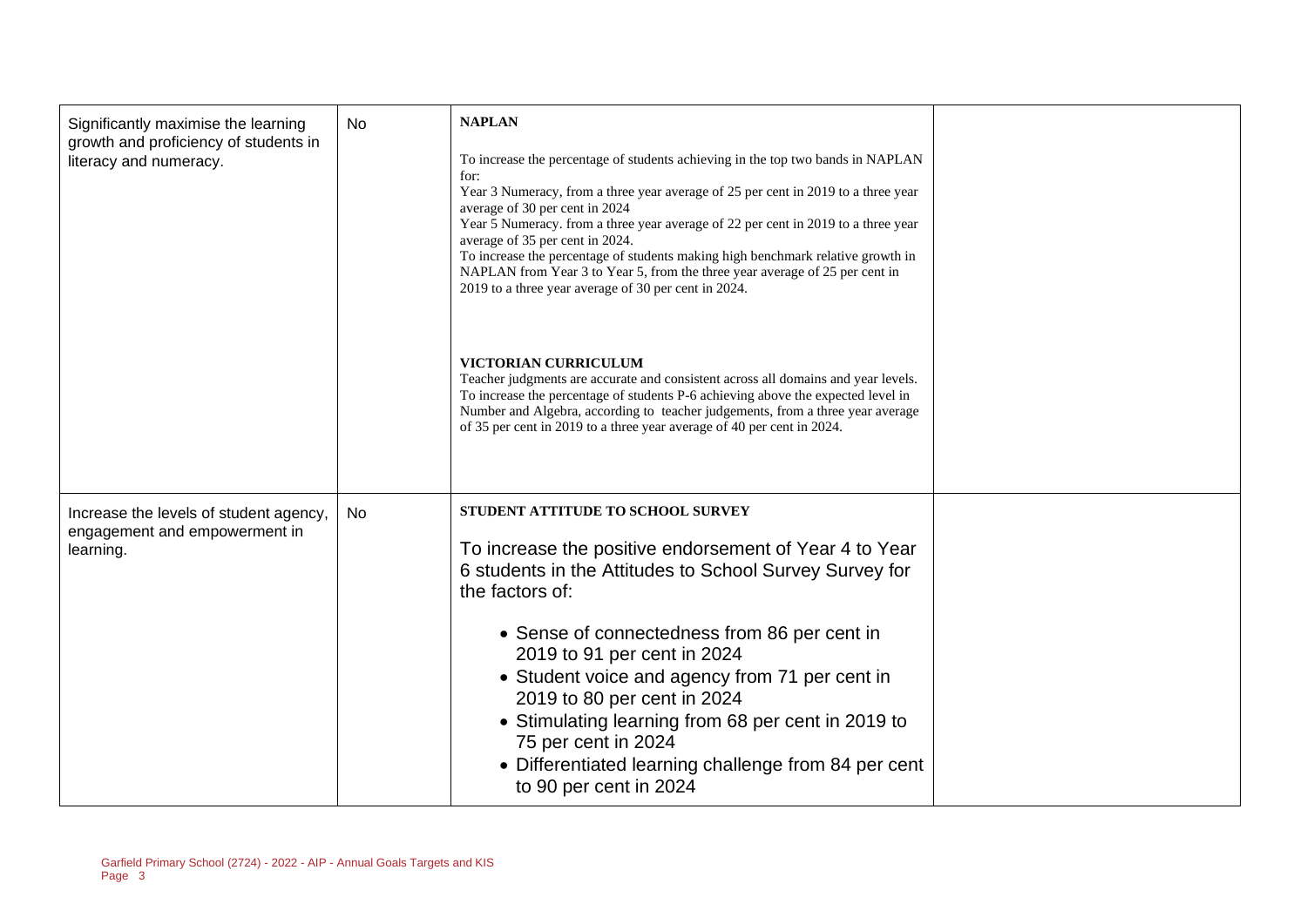| | | | |
|---|---|---|---|
| Significantly maximise the learning growth and proficiency of students in literacy and numeracy. | No | **NAPLAN**<br><br>To increase the percentage of students achieving in the top two bands in NAPLAN for:<br>Year 3 Numeracy, from a three year average of 25 per cent in 2019 to a three year average of 30 per cent in 2024<br>Year 5 Numeracy. from a three year average of 22 per cent in 2019 to a three year average of 35 per cent in 2024.<br>To increase the percentage of students making high benchmark relative growth in NAPLAN from Year 3 to Year 5, from the three year average of 25 per cent in 2019 to a three year average of 30 per cent in 2024.<br><br>**VICTORIAN CURRICULUM**<br>Teacher judgments are accurate and consistent across all domains and year levels.<br>To increase the percentage of students P-6 achieving above the expected level in Number and Algebra, according to teacher judgements, from a three year average of 35 per cent in 2019 to a three year average of 40 per cent in 2024. | |
| Increase the levels of student agency, engagement and empowerment in learning. | No | **STUDENT ATTITUDE TO SCHOOL SURVEY**<br><br>To increase the positive endorsement of Year 4 to Year 6 students in the Attitudes to School Survey Survey for the factors of:<br><br>• Sense of connectedness from 86 per cent in 2019 to 91 per cent in 2024<br>• Student voice and agency from 71 per cent in 2019 to 80 per cent in 2024<br>• Stimulating learning from 68 per cent in 2019 to 75 per cent in 2024<br>• Differentiated learning challenge from 84 per cent to 90 per cent in 2024 | |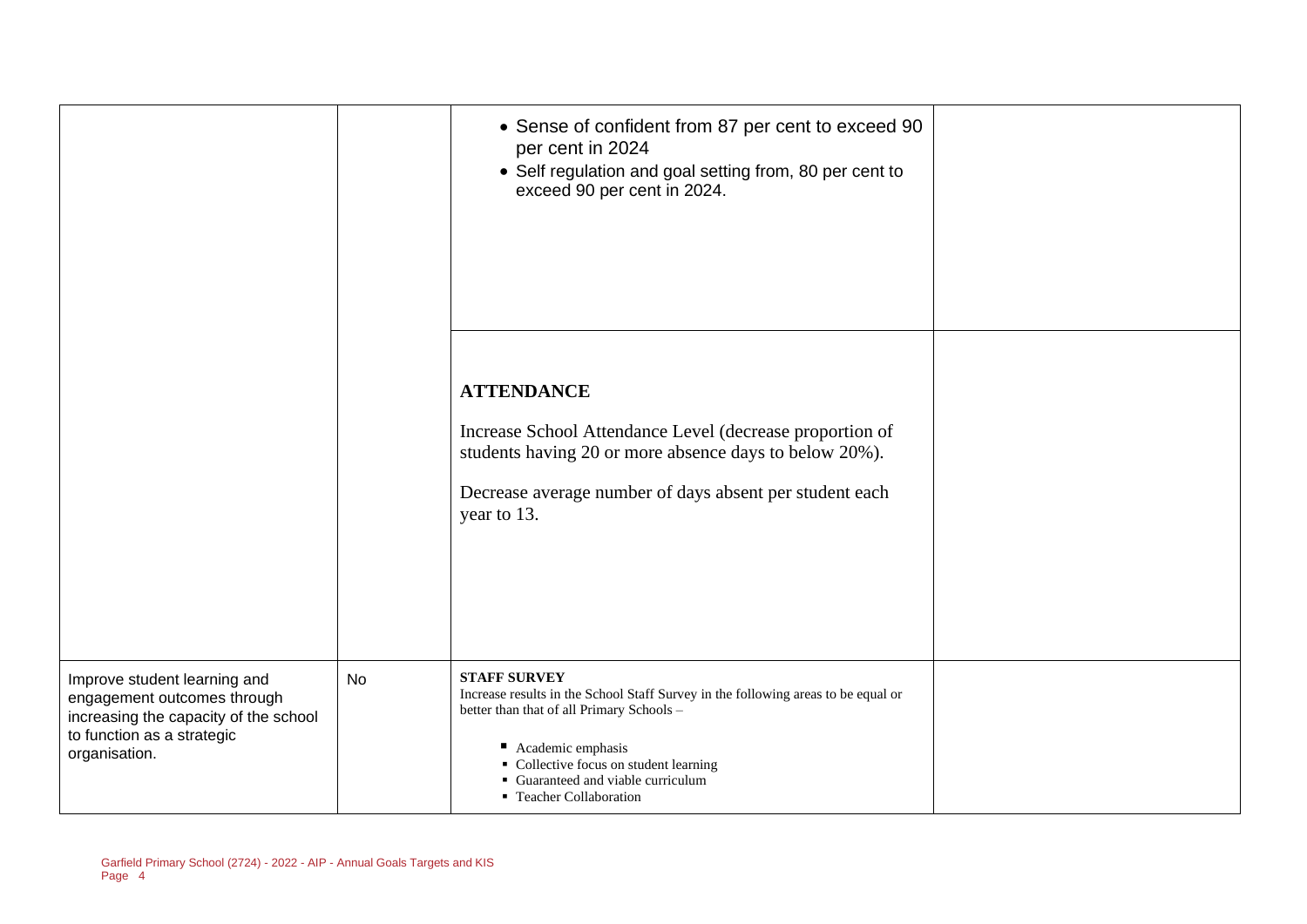| | | | |
|---|---|---|---|
| | | • Sense of confident from 87 per cent to exceed 90 per cent in 2024<br>• Self regulation and goal setting from, 80 per cent to exceed 90 per cent in 2024. | |
| | | **ATTENDANCE**<br><br>Increase School Attendance Level (decrease proportion of students having 20 or more absence days to below 20%).<br><br>Decrease average number of days absent per student each year to 13. | |
| Improve student learning and engagement outcomes through increasing the capacity of the school to function as a strategic organisation. | No | **STAFF SURVEY**<br>Increase results in the School Staff Survey in the following areas to be equal or better than that of all Primary Schools –<br><br>▪ Academic emphasis<br>▪ Collective focus on student learning<br>▪ Guaranteed and viable curriculum<br>▪ Teacher Collaboration | |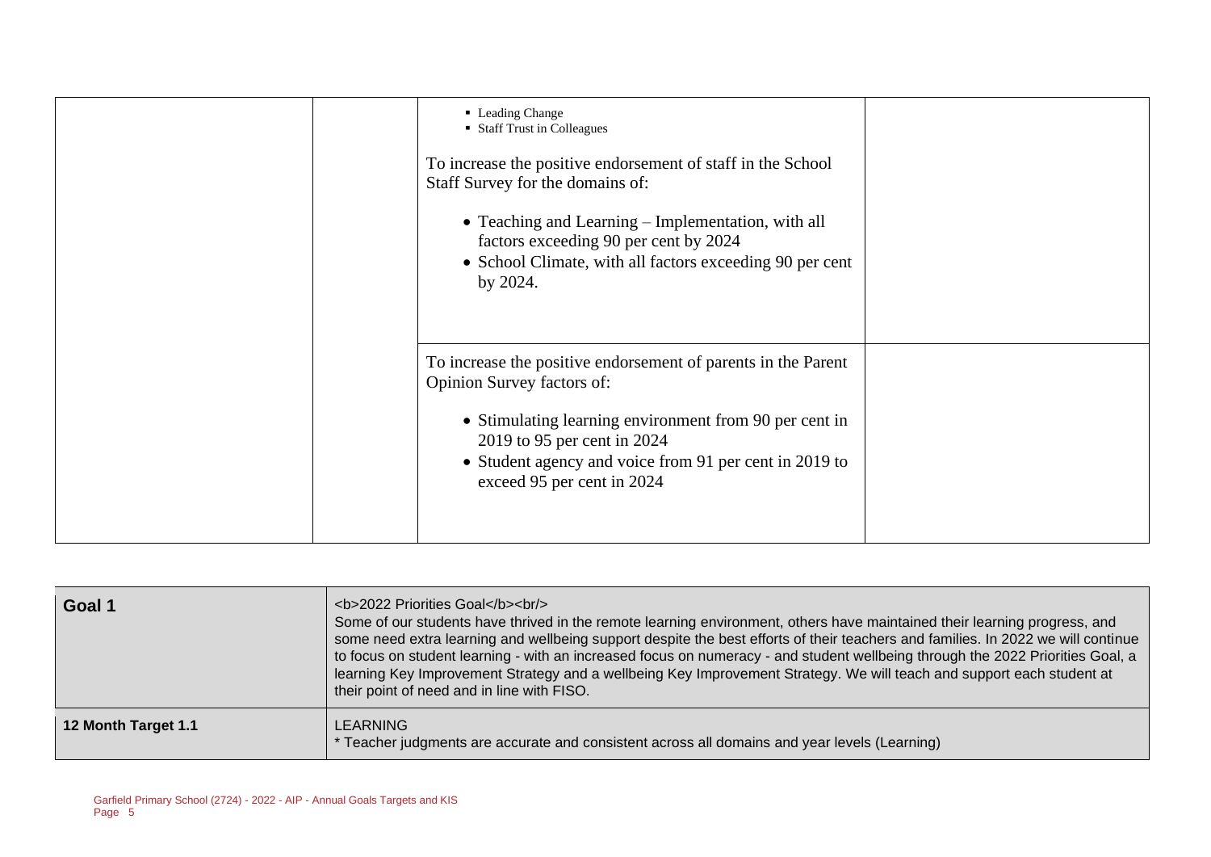| | | - Leading Change<br>- Staff Trust in Colleagues<br><br>To increase the positive endorsement of staff in the School Staff Survey for the domains of:<br><br>- Teaching and Learning – Implementation, with all factors exceeding 90 per cent by 2024<br>- School Climate, with all factors exceeding 90 per cent by 2024. | |
|---|---|---|---|
| | | To increase the positive endorsement of parents in the Parent Opinion Survey factors of:<br><br>- Stimulating learning environment from 90 per cent in 2019 to 95 per cent in 2024<br>- Student agency and voice from 91 per cent in 2019 to exceed 95 per cent in 2024 | |

| **Goal 1** | <b>2022 Priorities Goal</b><br/><br>Some of our students have thrived in the remote learning environment, others have maintained their learning progress, and some need extra learning and wellbeing support despite the best efforts of their teachers and families. In 2022 we will continue to focus on student learning - with an increased focus on numeracy - and student wellbeing through the 2022 Priorities Goal, a learning Key Improvement Strategy and a wellbeing Key Improvement Strategy. We will teach and support each student at their point of need and in line with FISO. |
|---|---|
| **12 Month Target 1.1** | LEARNING<br>* Teacher judgments are accurate and consistent across all domains and year levels (Learning) |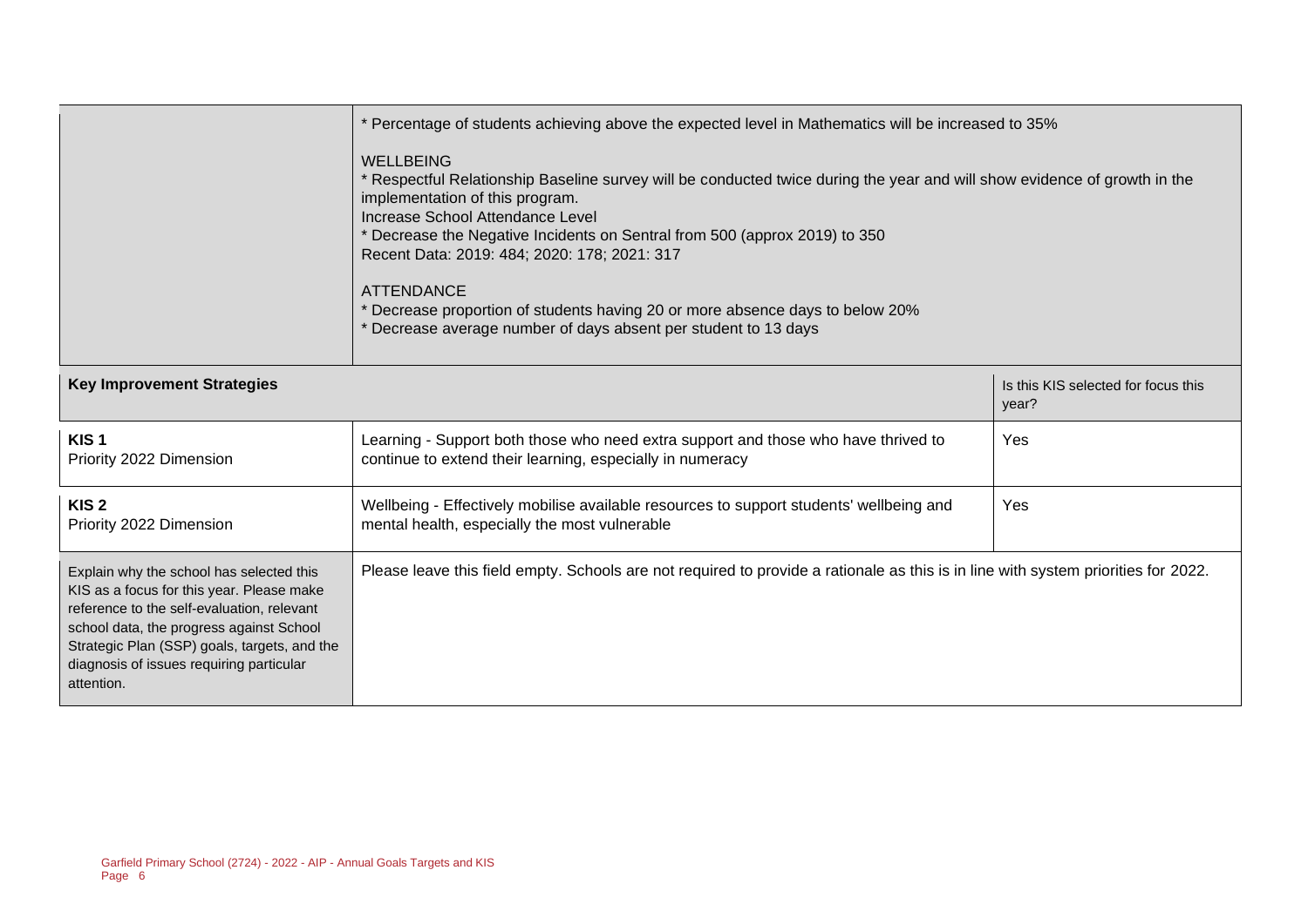| | | |
|---|---|---|
| | * Percentage of students achieving above the expected level in Mathematics will be increased to 35%<br><br>WELLBEING<br>* Respectful Relationship Baseline survey will be conducted twice during the year and will show evidence of growth in the implementation of this program.<br>Increase School Attendance Level<br>* Decrease the Negative Incidents on Sentral from 500 (approx 2019) to 350<br>Recent Data: 2019: 484; 2020: 178; 2021: 317<br><br>ATTENDANCE<br>* Decrease proportion of students having 20 or more absence days to below 20%<br>* Decrease average number of days absent per student to 13 days | |
| **Key Improvement Strategies** | | Is this KIS selected for focus this year? |
| **KIS 1**<br>Priority 2022 Dimension | Learning - Support both those who need extra support and those who have thrived to continue to extend their learning, especially in numeracy | Yes |
| **KIS 2**<br>Priority 2022 Dimension | Wellbeing - Effectively mobilise available resources to support students' wellbeing and mental health, especially the most vulnerable | Yes |
| Explain why the school has selected this KIS as a focus for this year. Please make reference to the self-evaluation, relevant school data, the progress against School Strategic Plan (SSP) goals, targets, and the diagnosis of issues requiring particular attention. | Please leave this field empty. Schools are not required to provide a rationale as this is in line with system priorities for 2022. | |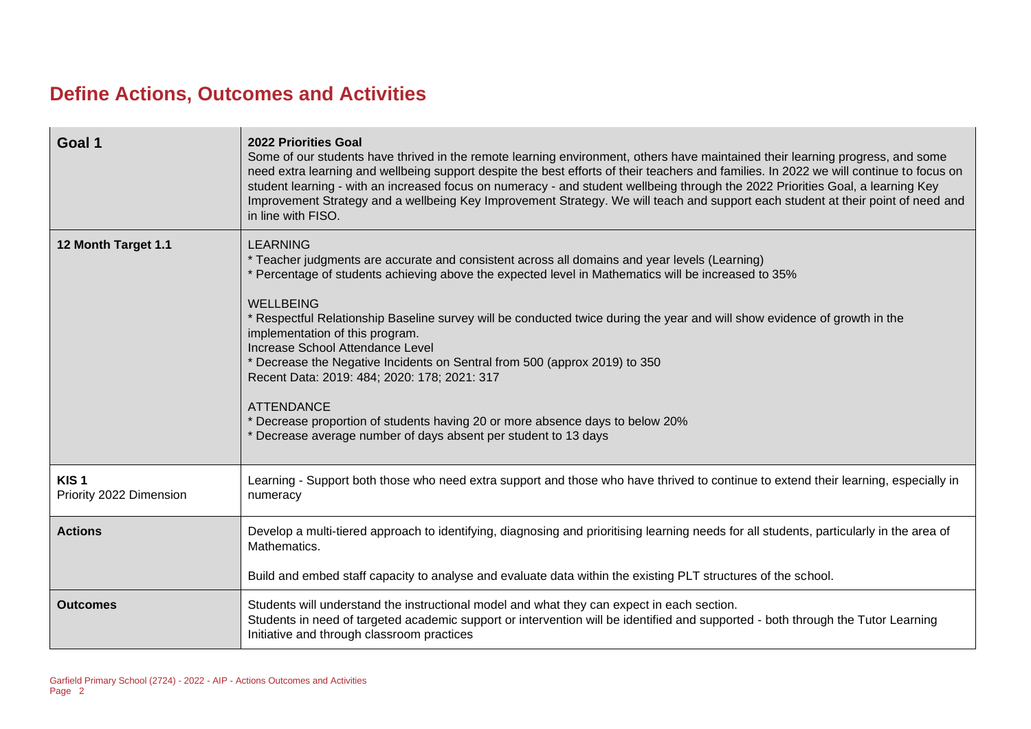# Define Actions, Outcomes and Activities

| | |
|---|---|
| **Goal 1** | **2022 Priorities Goal**<br>Some of our students have thrived in the remote learning environment, others have maintained their learning progress, and some need extra learning and wellbeing support despite the best efforts of their teachers and families. In 2022 we will continue to focus on student learning - with an increased focus on numeracy - and student wellbeing through the 2022 Priorities Goal, a learning Key Improvement Strategy and a wellbeing Key Improvement Strategy. We will teach and support each student at their point of need and in line with FISO. |
| **12 Month Target 1.1** | LEARNING<br>* Teacher judgments are accurate and consistent across all domains and year levels (Learning)<br>* Percentage of students achieving above the expected level in Mathematics will be increased to 35%<br><br>WELLBEING<br>* Respectful Relationship Baseline survey will be conducted twice during the year and will show evidence of growth in the implementation of this program.<br>Increase School Attendance Level<br>* Decrease the Negative Incidents on Sentral from 500 (approx 2019) to 350<br>Recent Data: 2019: 484; 2020: 178; 2021: 317<br><br>ATTENDANCE<br>* Decrease proportion of students having 20 or more absence days to below 20%<br>* Decrease average number of days absent per student to 13 days |
| **KIS 1**<br>Priority 2022 Dimension | Learning - Support both those who need extra support and those who have thrived to continue to extend their learning, especially in numeracy |
| **Actions** | Develop a multi-tiered approach to identifying, diagnosing and prioritising learning needs for all students, particularly in the area of Mathematics.<br><br>Build and embed staff capacity to analyse and evaluate data within the existing PLT structures of the school. |
| **Outcomes** | Students will understand the instructional model and what they can expect in each section.<br>Students in need of targeted academic support or intervention will be identified and supported - both through the Tutor Learning Initiative and through classroom practices |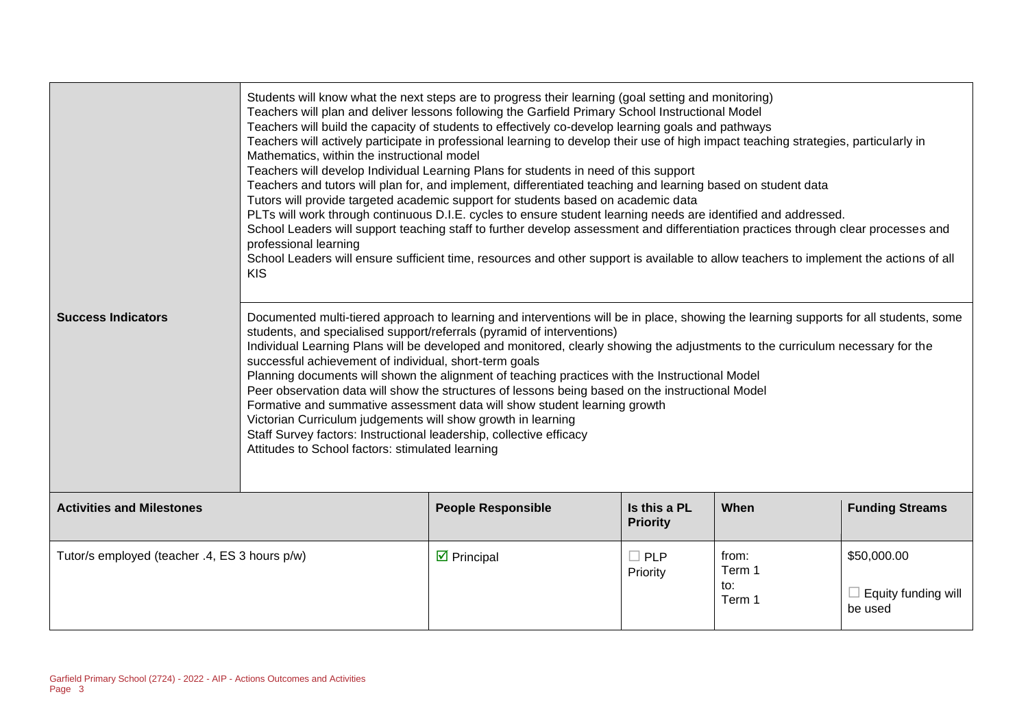| | |
|---|---|
| | Students will know what the next steps are to progress their learning (goal setting and monitoring)<br>Teachers will plan and deliver lessons following the Garfield Primary School Instructional Model<br>Teachers will build the capacity of students to effectively co-develop learning goals and pathways<br>Teachers will actively participate in professional learning to develop their use of high impact teaching strategies, particularly in Mathematics, within the instructional model<br>Teachers will develop Individual Learning Plans for students in need of this support<br>Teachers and tutors will plan for, and implement, differentiated teaching and learning based on student data<br>Tutors will provide targeted academic support for students based on academic data<br>PLTs will work through continuous D.I.E. cycles to ensure student learning needs are identified and addressed.<br>School Leaders will support teaching staff to further develop assessment and differentiation practices through clear processes and professional learning<br>School Leaders will ensure sufficient time, resources and other support is available to allow teachers to implement the actions of all KIS |
| **Success Indicators** | Documented multi-tiered approach to learning and interventions will be in place, showing the learning supports for all students, some students, and specialised support/referrals (pyramid of interventions)<br>Individual Learning Plans will be developed and monitored, clearly showing the adjustments to the curriculum necessary for the successful achievement of individual, short-term goals<br>Planning documents will shown the alignment of teaching practices with the Instructional Model<br>Peer observation data will show the structures of lessons being based on the instructional Model<br>Formative and summative assessment data will show student learning growth<br>Victorian Curriculum judgements will show growth in learning<br>Staff Survey factors: Instructional leadership, collective efficacy<br>Attitudes to School factors: stimulated learning |

| Activities and Milestones | People Responsible | Is this a PL Priority | When | Funding Streams |
|---|---|---|---|---|
| Tutor/s employed (teacher .4, ES 3 hours p/w) | ☑ Principal | ☐ PLP Priority | from: Term 1<br>to: Term 1 | \$50,000.00<br>☐ Equity funding will be used |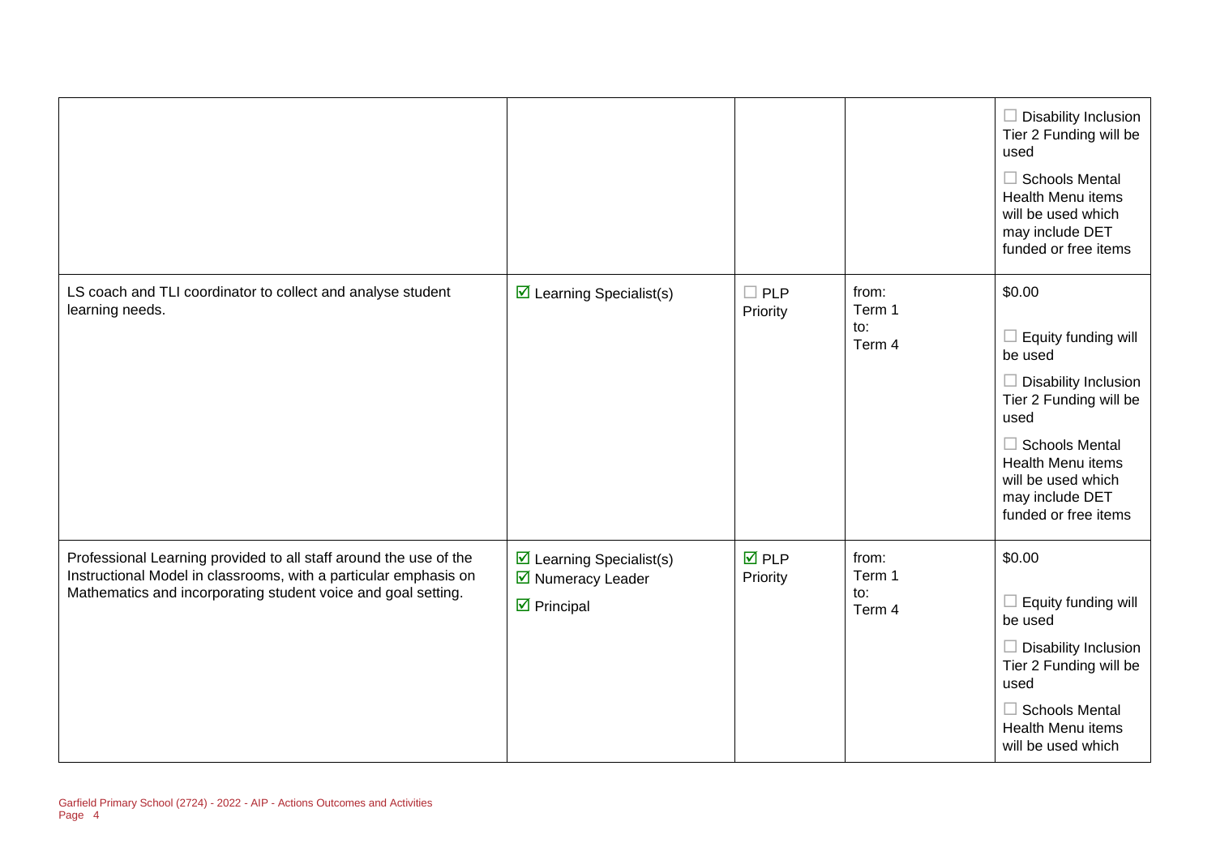| | | | | |
|---|---|---|---|---|
| | | | | ☐ Disability Inclusion Tier 2 Funding will be used<br><br>☐ Schools Mental Health Menu items will be used which may include DET funded or free items |
| LS coach and TLI coordinator to collect and analyse student learning needs. | ☑ Learning Specialist(s) | ☐ PLP Priority | from:<br>Term 1<br>to:<br>Term 4 | $0.00<br><br>☐ Equity funding will be used<br><br>☐ Disability Inclusion Tier 2 Funding will be used<br><br>☐ Schools Mental Health Menu items will be used which may include DET funded or free items |
| Professional Learning provided to all staff around the use of the Instructional Model in classrooms, with a particular emphasis on Mathematics and incorporating student voice and goal setting. | ☑ Learning Specialist(s)<br>☑ Numeracy Leader<br>☑ Principal | ☑ PLP Priority | from:<br>Term 1<br>to:<br>Term 4 | $0.00<br><br>☐ Equity funding will be used<br><br>☐ Disability Inclusion Tier 2 Funding will be used<br><br>☐ Schools Mental Health Menu items will be used which |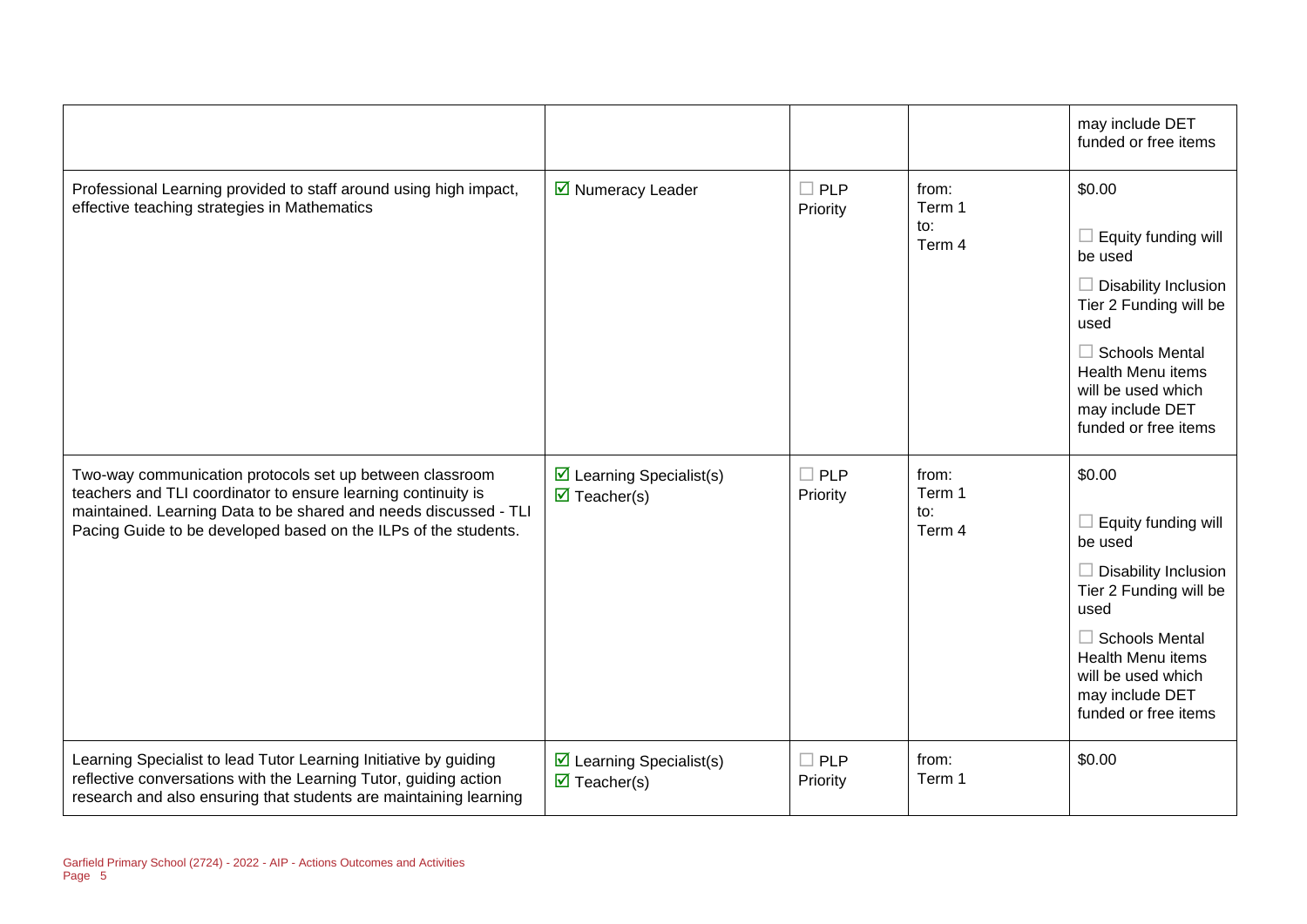| | | | | may include DET funded or free items |
|---|---|---|---|---|
| Professional Learning provided to staff around using high impact, effective teaching strategies in Mathematics | ☑ Numeracy Leader | ☐ PLP Priority | from: Term 1 to: Term 4 | $0.00 ☐ Equity funding will be used ☐ Disability Inclusion Tier 2 Funding will be used ☐ Schools Mental Health Menu items will be used which may include DET funded or free items |
| Two-way communication protocols set up between classroom teachers and TLI coordinator to ensure learning continuity is maintained. Learning Data to be shared and needs discussed - TLI Pacing Guide to be developed based on the ILPs of the students. | ☑ Learning Specialist(s) ☑ Teacher(s) | ☐ PLP Priority | from: Term 1 to: Term 4 | $0.00 ☐ Equity funding will be used ☐ Disability Inclusion Tier 2 Funding will be used ☐ Schools Mental Health Menu items will be used which may include DET funded or free items |
| Learning Specialist to lead Tutor Learning Initiative by guiding reflective conversations with the Learning Tutor, guiding action research and also ensuring that students are maintaining learning | ☑ Learning Specialist(s) ☑ Teacher(s) | ☐ PLP Priority | from: Term 1 | $0.00 |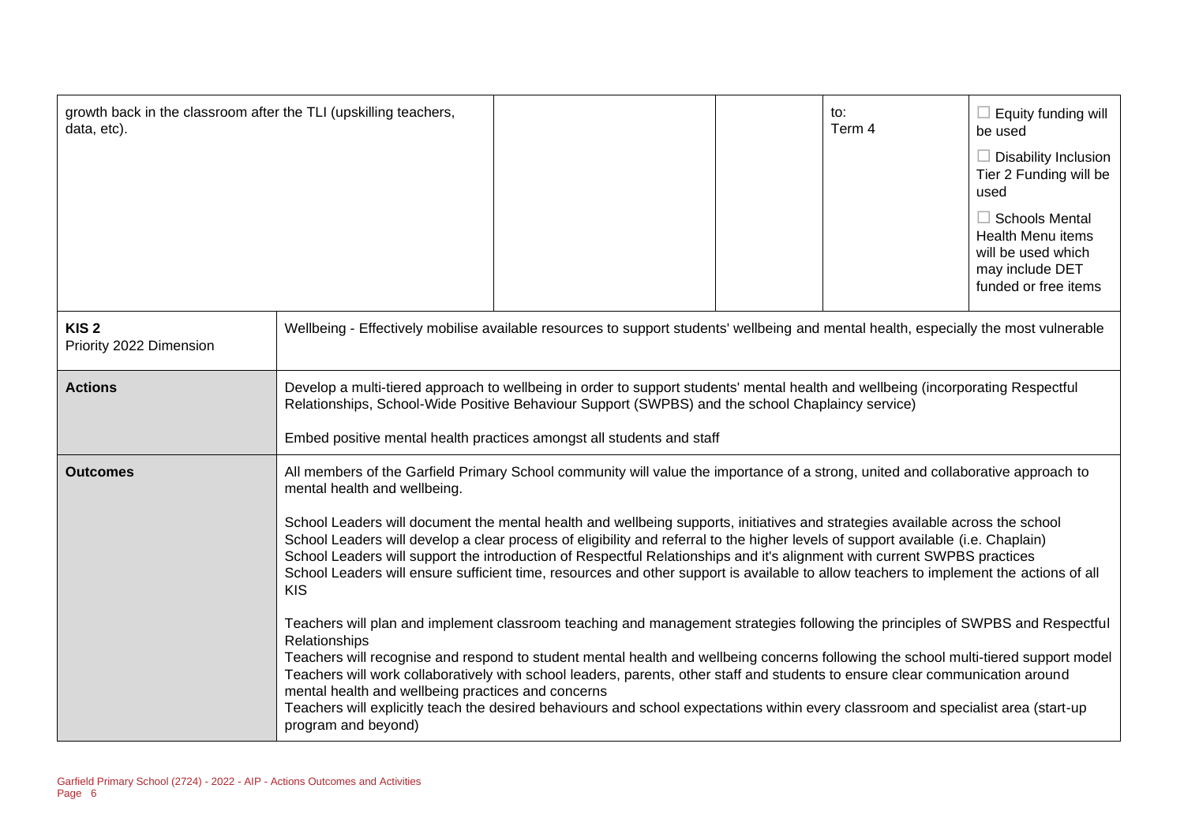| growth back in the classroom after the TLI (upskilling teachers, data, etc). | | | to: Term 4 | ☐ Equity funding will be used ☐ Disability Inclusion Tier 2 Funding will be used ☐ Schools Mental Health Menu items will be used which may include DET funded or free items |
|---|---|---|---|---|

| **KIS 2** Priority 2022 Dimension | Wellbeing - Effectively mobilise available resources to support students' wellbeing and mental health, especially the most vulnerable |
|---|---|
| **Actions** | Develop a multi-tiered approach to wellbeing in order to support students' mental health and wellbeing (incorporating Respectful Relationships, School-Wide Positive Behaviour Support (SWPBS) and the school Chaplaincy service)<br><br>Embed positive mental health practices amongst all students and staff |
| **Outcomes** | All members of the Garfield Primary School community will value the importance of a strong, united and collaborative approach to mental health and wellbeing.<br><br>School Leaders will document the mental health and wellbeing supports, initiatives and strategies available across the school<br>School Leaders will develop a clear process of eligibility and referral to the higher levels of support available (i.e. Chaplain)<br>School Leaders will support the introduction of Respectful Relationships and it's alignment with current SWPBS practices<br>School Leaders will ensure sufficient time, resources and other support is available to allow teachers to implement the actions of all KIS<br><br>Teachers will plan and implement classroom teaching and management strategies following the principles of SWPBS and Respectful Relationships<br>Teachers will recognise and respond to student mental health and wellbeing concerns following the school multi-tiered support model<br>Teachers will work collaboratively with school leaders, parents, other staff and students to ensure clear communication around mental health and wellbeing practices and concerns<br>Teachers will explicitly teach the desired behaviours and school expectations within every classroom and specialist area (start-up program and beyond) |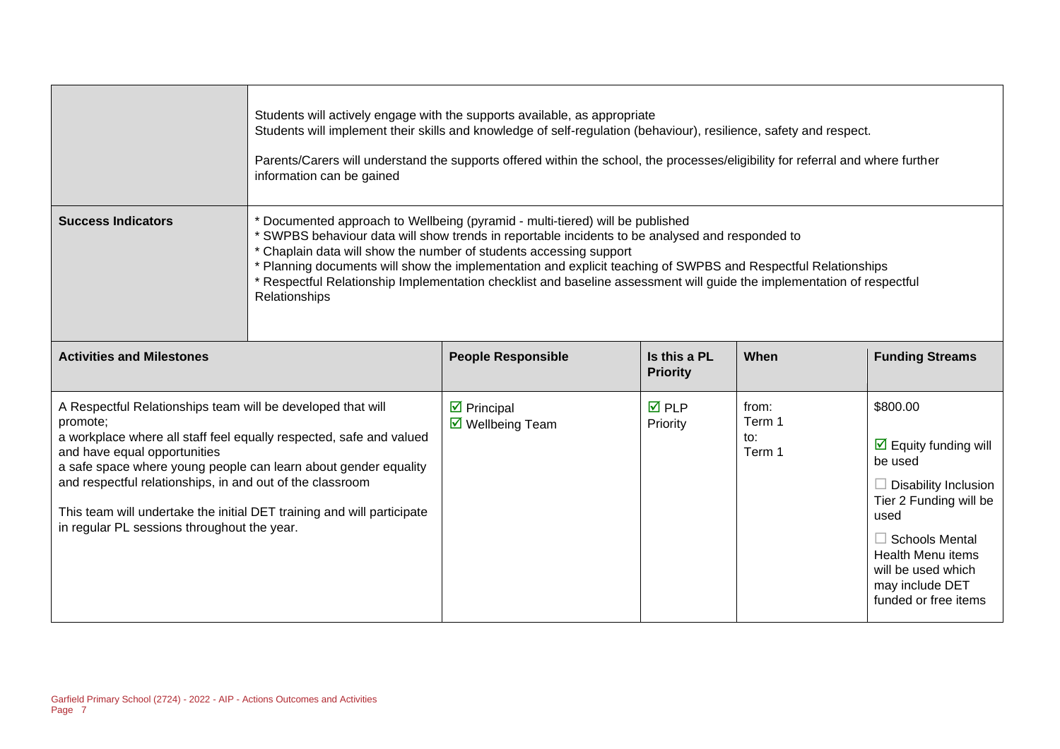| | |
|---|---|
| | Students will actively engage with the supports available, as appropriate<br>Students will implement their skills and knowledge of self-regulation (behaviour), resilience, safety and respect.<br><br>Parents/Carers will understand the supports offered within the school, the processes/eligibility for referral and where further information can be gained |
| **Success Indicators** | * Documented approach to Wellbeing (pyramid - multi-tiered) will be published<br>* SWPBS behaviour data will show trends in reportable incidents to be analysed and responded to<br>* Chaplain data will show the number of students accessing support<br>* Planning documents will show the implementation and explicit teaching of SWPBS and Respectful Relationships<br>* Respectful Relationship Implementation checklist and baseline assessment will guide the implementation of respectful Relationships |

| **Activities and Milestones** | **People Responsible** | **Is this a PL Priority** | **When** | **Funding Streams** |
|---|---|---|---|---|
| A Respectful Relationships team will be developed that will promote;<br>a workplace where all staff feel equally respected, safe and valued and have equal opportunities<br>a safe space where young people can learn about gender equality and respectful relationships, in and out of the classroom<br><br>This team will undertake the initial DET training and will participate in regular PL sessions throughout the year. | ☑ Principal<br>☑ Wellbeing Team | ☑ PLP Priority | from:<br>Term 1<br>to:<br>Term 1 | $800.00<br><br>☑ Equity funding will be used<br><br>☐ Disability Inclusion Tier 2 Funding will be used<br><br>☐ Schools Mental Health Menu items will be used which may include DET funded or free items |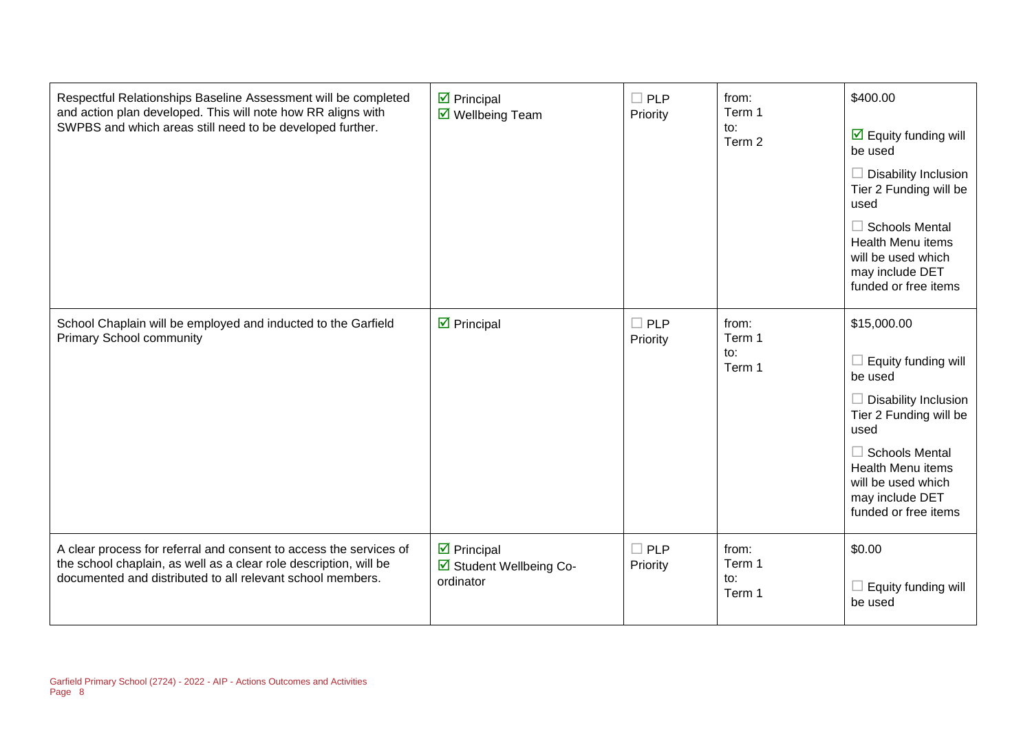| | | | | |
|---|---|---|---|---|
| Respectful Relationships Baseline Assessment will be completed and action plan developed. This will note how RR aligns with SWPBS and which areas still need to be developed further. | ☑ Principal<br>☑ Wellbeing Team | ☐ PLP Priority | from:<br>Term 1<br>to:<br>Term 2 | $400.00<br><br>☑ Equity funding will be used<br><br>☐ Disability Inclusion Tier 2 Funding will be used<br><br>☐ Schools Mental Health Menu items will be used which may include DET funded or free items |
| School Chaplain will be employed and inducted to the Garfield Primary School community | ☑ Principal | ☐ PLP Priority | from:<br>Term 1<br>to:<br>Term 1 | $15,000.00<br><br>☐ Equity funding will be used<br><br>☐ Disability Inclusion Tier 2 Funding will be used<br><br>☐ Schools Mental Health Menu items will be used which may include DET funded or free items |
| A clear process for referral and consent to access the services of the school chaplain, as well as a clear role description, will be documented and distributed to all relevant school members. | ☑ Principal<br>☑ Student Wellbeing Co-ordinator | ☐ PLP Priority | from:<br>Term 1<br>to:<br>Term 1 | $0.00<br><br>☐ Equity funding will be used |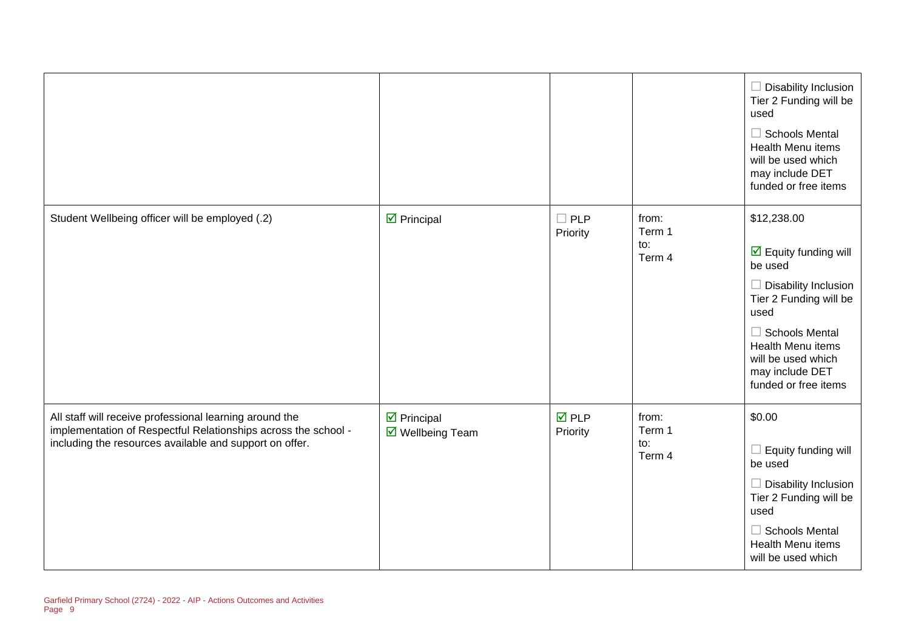| | | | | |
|---|---|---|---|---|
| | | | | ☐ Disability Inclusion Tier 2 Funding will be used<br><br>☐ Schools Mental Health Menu items will be used which may include DET funded or free items |
| Student Wellbeing officer will be employed (.2) | ☑ Principal | ☐ PLP Priority | from: Term 1 to: Term 4 | $12,238.00<br><br>☑ Equity funding will be used<br><br>☐ Disability Inclusion Tier 2 Funding will be used<br><br>☐ Schools Mental Health Menu items will be used which may include DET funded or free items |
| All staff will receive professional learning around the implementation of Respectful Relationships across the school - including the resources available and support on offer. | ☑ Principal<br>☑ Wellbeing Team | ☑ PLP Priority | from: Term 1 to: Term 4 | $0.00<br><br>☐ Equity funding will be used<br><br>☐ Disability Inclusion Tier 2 Funding will be used<br><br>☐ Schools Mental Health Menu items will be used which |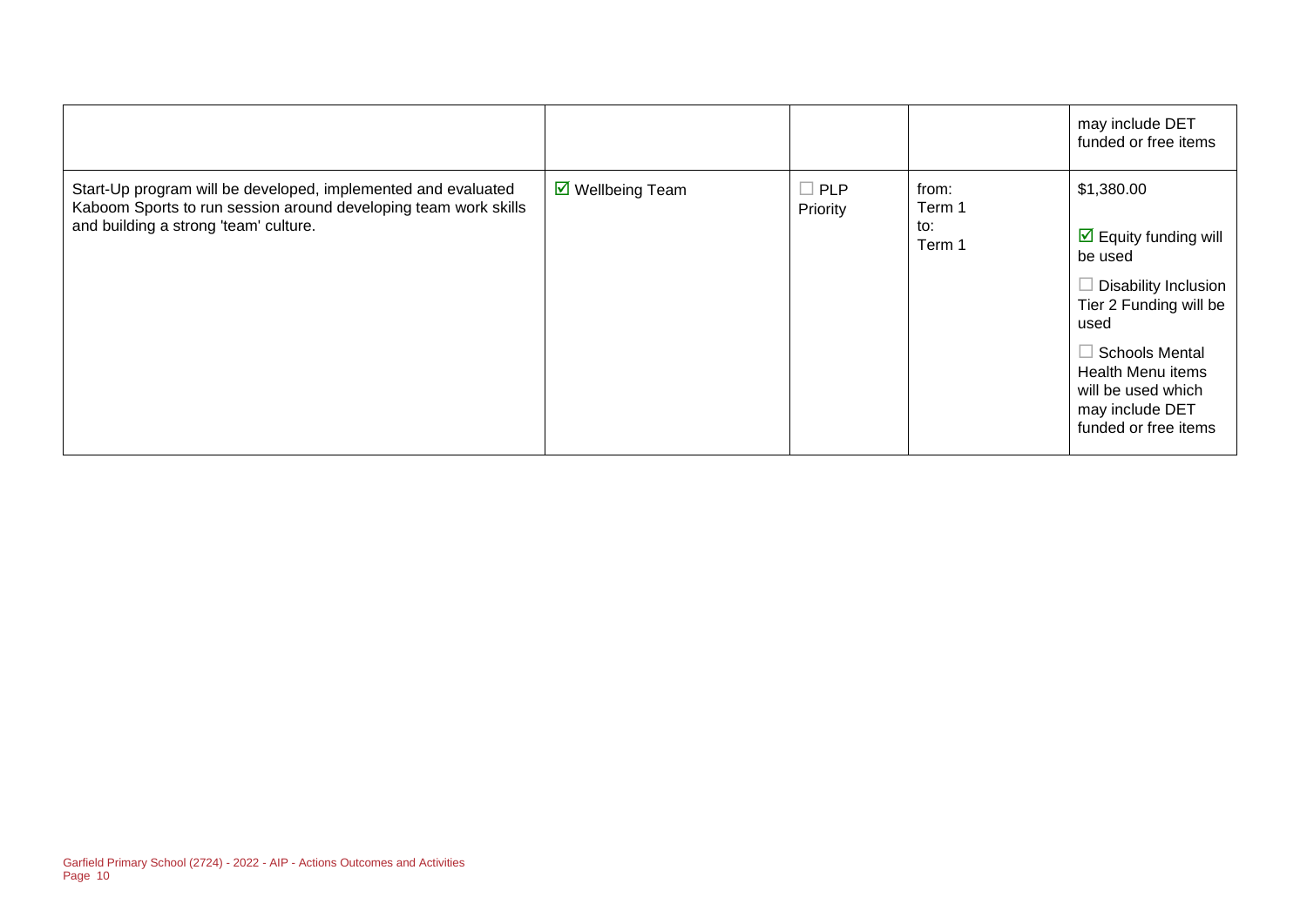| | | | | |
|---|---|---|---|---|
| | | | | may include DET funded or free items |
| Start-Up program will be developed, implemented and evaluated Kaboom Sports to run session around developing team work skills and building a strong 'team' culture. | ☑ Wellbeing Team | ☐ PLP Priority | from: Term 1 to: Term 1 | $1,380.00<br><br>☑ Equity funding will be used<br><br>☐ Disability Inclusion Tier 2 Funding will be used<br><br>☐ Schools Mental Health Menu items will be used which may include DET funded or free items |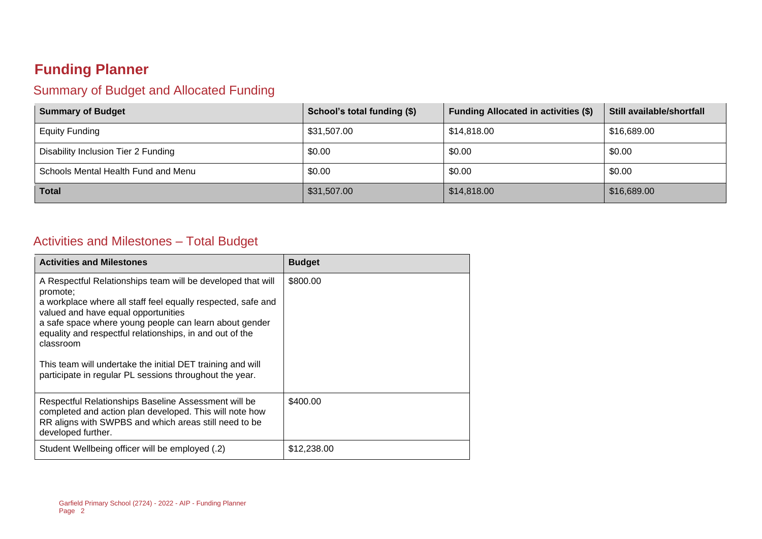# Funding Planner

## Summary of Budget and Allocated Funding

| Summary of Budget | School's total funding ($) | Funding Allocated in activities ($) | Still available/shortfall |
|---|---|---|---|
| Equity Funding | $31,507.00 | $14,818.00 | $16,689.00 |
| Disability Inclusion Tier 2 Funding | $0.00 | $0.00 | $0.00 |
| Schools Mental Health Fund and Menu | $0.00 | $0.00 | $0.00 |
| **Total** | $31,507.00 | $14,818.00 | $16,689.00 |

## Activities and Milestones – Total Budget

| Activities and Milestones | Budget |
|---|---|
| A Respectful Relationships team will be developed that will promote;<br>a workplace where all staff feel equally respected, safe and valued and have equal opportunities<br>a safe space where young people can learn about gender equality and respectful relationships, in and out of the classroom<br><br>This team will undertake the initial DET training and will participate in regular PL sessions throughout the year. | $800.00 |
| Respectful Relationships Baseline Assessment will be completed and action plan developed. This will note how RR aligns with SWPBS and which areas still need to be developed further. | $400.00 |
| Student Wellbeing officer will be employed (.2) | $12,238.00 |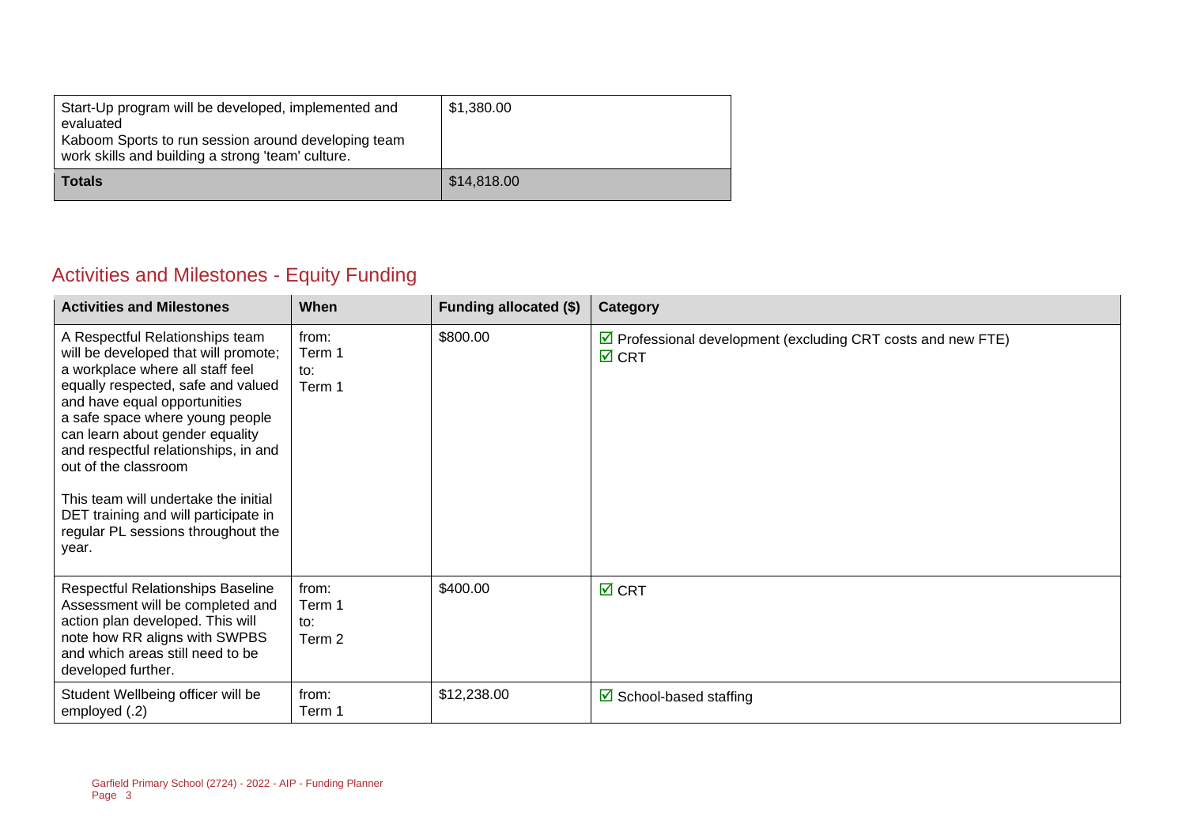| | |
|---|---|
| Start-Up program will be developed, implemented and evaluated<br>Kaboom Sports to run session around developing team work skills and building a strong 'team' culture. | $1,380.00 |
| **Totals** | $14,818.00 |

## Activities and Milestones - Equity Funding

| Activities and Milestones | When | Funding allocated ($) | Category |
|---|---|---|---|
| A Respectful Relationships team will be developed that will promote; a workplace where all staff feel equally respected, safe and valued and have equal opportunities<br>a safe space where young people can learn about gender equality and respectful relationships, in and out of the classroom<br><br>This team will undertake the initial DET training and will participate in regular PL sessions throughout the year. | from:<br>Term 1<br>to:<br>Term 1 | $800.00 | ☑ Professional development (excluding CRT costs and new FTE)<br>☑ CRT |
| Respectful Relationships Baseline Assessment will be completed and action plan developed. This will note how RR aligns with SWPBS and which areas still need to be developed further. | from:<br>Term 1<br>to:<br>Term 2 | $400.00 | ☑ CRT |
| Student Wellbeing officer will be employed (.2) | from:<br>Term 1 | $12,238.00 | ☑ School-based staffing |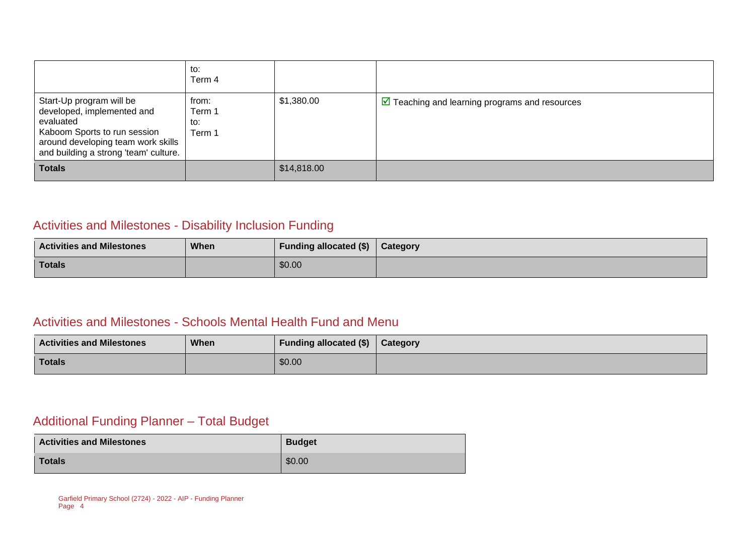| | | | |
|---|---|---|---|
| | to:<br>Term 4 | | |
| Start-Up program will be developed, implemented and evaluated<br>Kaboom Sports to run session around developing team work skills and building a strong 'team' culture. | from:<br>Term 1<br>to:<br>Term 1 | $1,380.00 | ☑ Teaching and learning programs and resources |
| **Totals** | | $14,818.00 | |

## Activities and Milestones - Disability Inclusion Funding

| Activities and Milestones | When | Funding allocated ($) | Category |
|---|---|---|---|
| **Totals** | | $0.00 | |

## Activities and Milestones - Schools Mental Health Fund and Menu

| Activities and Milestones | When | Funding allocated ($) | Category |
|---|---|---|---|
| **Totals** | | $0.00 | |

## Additional Funding Planner – Total Budget

| Activities and Milestones | Budget |
|---|---|
| **Totals** | $0.00 |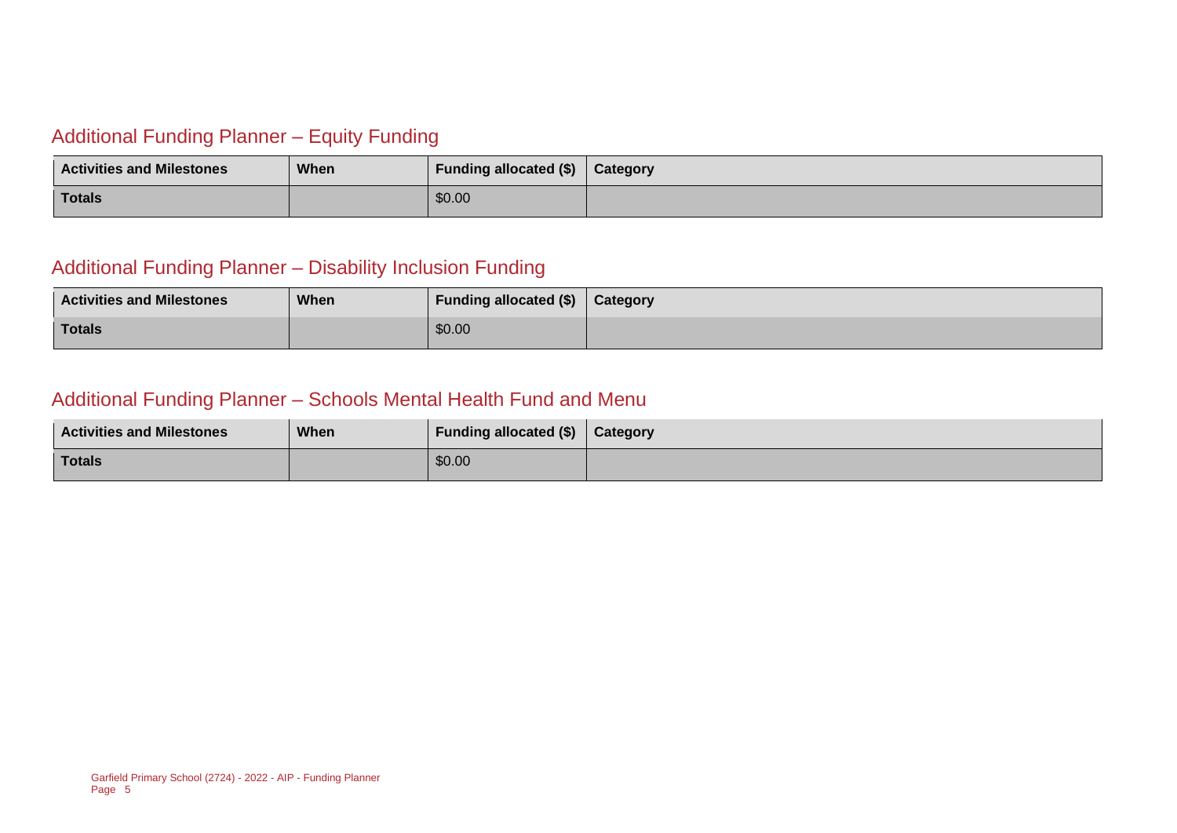## Additional Funding Planner – Equity Funding

| Activities and Milestones | When | Funding allocated ($) | Category |
| --- | --- | --- | --- |
| **Totals** | | $0.00 | |

## Additional Funding Planner – Disability Inclusion Funding

| Activities and Milestones | When | Funding allocated ($) | Category |
| --- | --- | --- | --- |
| **Totals** | | $0.00 | |

## Additional Funding Planner – Schools Mental Health Fund and Menu

| Activities and Milestones | When | Funding allocated ($) | Category |
| --- | --- | --- | --- |
| **Totals** | | $0.00 | |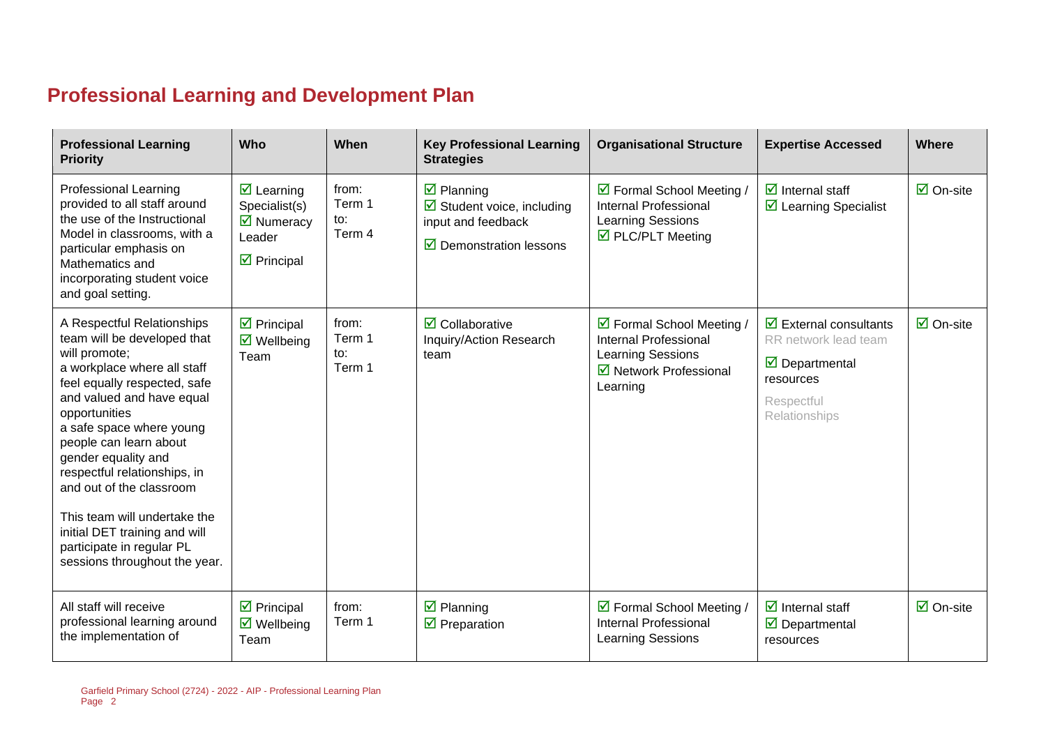## Professional Learning and Development Plan

| Professional Learning Priority | Who | When | Key Professional Learning Strategies | Organisational Structure | Expertise Accessed | Where |
|---|---|---|---|---|---|---|
| Professional Learning provided to all staff around the use of the Instructional Model in classrooms, with a particular emphasis on Mathematics and incorporating student voice and goal setting. | ☑ Learning Specialist(s)<br>☑ Numeracy Leader<br>☑ Principal | from: Term 1<br>to: Term 4 | ☑ Planning<br>☑ Student voice, including input and feedback<br>☑ Demonstration lessons | ☑ Formal School Meeting / Internal Professional Learning Sessions<br>☑ PLC/PLT Meeting | ☑ Internal staff<br>☑ Learning Specialist | ☑ On-site |
| A Respectful Relationships team will be developed that will promote;<br>a workplace where all staff feel equally respected, safe and valued and have equal opportunities<br>a safe space where young people can learn about gender equality and respectful relationships, in and out of the classroom<br><br>This team will undertake the initial DET training and will participate in regular PL sessions throughout the year. | ☑ Principal<br>☑ Wellbeing Team | from: Term 1<br>to: Term 1 | ☑ Collaborative Inquiry/Action Research team | ☑ Formal School Meeting / Internal Professional Learning Sessions<br>☑ Network Professional Learning | ☑ External consultants<br>RR network lead team<br>☑ Departmental resources<br>Respectful Relationships | ☑ On-site |
| All staff will receive professional learning around the implementation of | ☑ Principal<br>☑ Wellbeing Team | from: Term 1 | ☑ Planning<br>☑ Preparation | ☑ Formal School Meeting / Internal Professional Learning Sessions | ☑ Internal staff<br>☑ Departmental resources | ☑ On-site |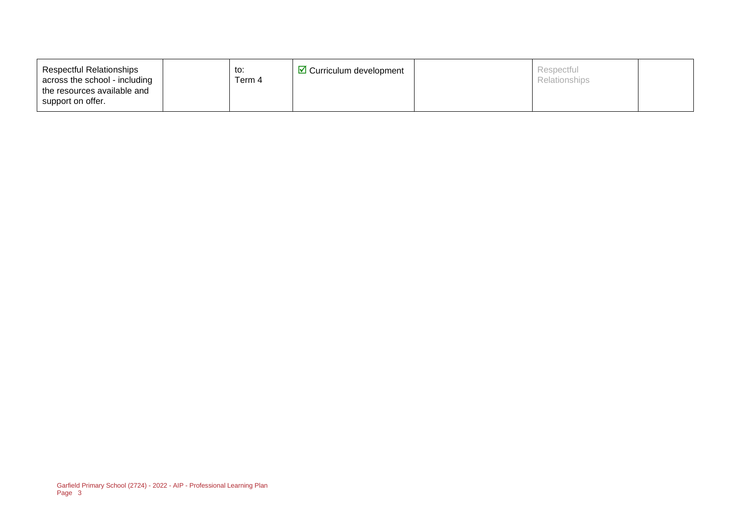| | | | | | | |
|---|---|---|---|---|---|---|
| Respectful Relationships across the school - including the resources available and support on offer. | | to: Term 4 | ☑ Curriculum development | | Respectful Relationships | |